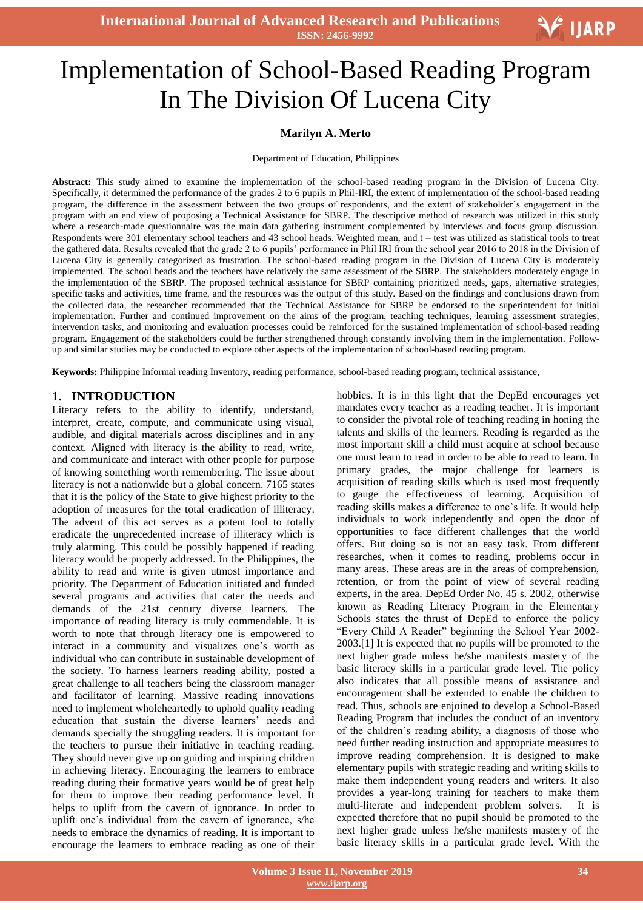# Implementation of School-Based Reading Program In The Division Of Lucena City

**Marilyn A. Merto**

Department of Education, Philippines

**Abstract:** This study aimed to examine the implementation of the school-based reading program in the Division of Lucena City. Specifically, it determined the performance of the grades 2 to 6 pupils in Phil-IRI, the extent of implementation of the school-based reading program, the difference in the assessment between the two groups of respondents, and the extent of stakeholder's engagement in the program with an end view of proposing a Technical Assistance for SBRP. The descriptive method of research was utilized in this study where a research-made questionnaire was the main data gathering instrument complemented by interviews and focus group discussion. Respondents were 301 elementary school teachers and 43 school heads. Weighted mean, and t – test was utilized as statistical tools to treat the gathered data. Results revealed that the grade 2 to 6 pupils' performance in Phil IRI from the school year 2016 to 2018 in the Division of Lucena City is generally categorized as frustration. The school-based reading program in the Division of Lucena City is moderately implemented. The school heads and the teachers have relatively the same assessment of the SBRP. The stakeholders moderately engage in the implementation of the SBRP. The proposed technical assistance for SBRP containing prioritized needs, gaps, alternative strategies, specific tasks and activities, time frame, and the resources was the output of this study. Based on the findings and conclusions drawn from the collected data, the researcher recommended that the Technical Assistance for SBRP be endorsed to the superintendent for initial implementation. Further and continued improvement on the aims of the program, teaching techniques, learning assessment strategies, intervention tasks, and monitoring and evaluation processes could be reinforced for the sustained implementation of school-based reading program. Engagement of the stakeholders could be further strengthened through constantly involving them in the implementation. Follow-up and similar studies may be conducted to explore other aspects of the implementation of school-based reading program.

**Keywords:** Philippine Informal reading Inventory, reading performance, school-based reading program, technical assistance,

## 1. INTRODUCTION

Literacy refers to the ability to identify, understand, interpret, create, compute, and communicate using visual, audible, and digital materials across disciplines and in any context. Aligned with literacy is the ability to read, write, and communicate and interact with other people for purpose of knowing something worth remembering. The issue about literacy is not a nationwide but a global concern. 7165 states that it is the policy of the State to give highest priority to the adoption of measures for the total eradication of illiteracy. The advent of this act serves as a potent tool to totally eradicate the unprecedented increase of illiteracy which is truly alarming. This could be possibly happened if reading literacy would be properly addressed. In the Philippines, the ability to read and write is given utmost importance and priority. The Department of Education initiated and funded several programs and activities that cater the needs and demands of the 21st century diverse learners. The importance of reading literacy is truly commendable. It is worth to note that through literacy one is empowered to interact in a community and visualizes one's worth as individual who can contribute in sustainable development of the society. To harness learners reading ability, posted a great challenge to all teachers being the classroom manager and facilitator of learning. Massive reading innovations need to implement wholeheartedly to uphold quality reading education that sustain the diverse learners' needs and demands specially the struggling readers. It is important for the teachers to pursue their initiative in teaching reading. They should never give up on guiding and inspiring children in achieving literacy. Encouraging the learners to embrace reading during their formative years would be of great help for them to improve their reading performance level. It helps to uplift from the cavern of ignorance. In order to uplift one's individual from the cavern of ignorance, s/he needs to embrace the dynamics of reading. It is important to encourage the learners to embrace reading as one of their hobbies. It is in this light that the DepEd encourages yet mandates every teacher as a reading teacher. It is important to consider the pivotal role of teaching reading in honing the talents and skills of the learners. Reading is regarded as the most important skill a child must acquire at school because one must learn to read in order to be able to read to learn. In primary grades, the major challenge for learners is acquisition of reading skills which is used most frequently to gauge the effectiveness of learning. Acquisition of reading skills makes a difference to one's life. It would help individuals to work independently and open the door of opportunities to face different challenges that the world offers. But doing so is not an easy task. From different researches, when it comes to reading, problems occur in many areas. These areas are in the areas of comprehension, retention, or from the point of view of several reading experts, in the area. DepEd Order No. 45 s. 2002, otherwise known as Reading Literacy Program in the Elementary Schools states the thrust of DepEd to enforce the policy "Every Child A Reader" beginning the School Year 2002-2003.[1] It is expected that no pupils will be promoted to the next higher grade unless he/she manifests mastery of the basic literacy skills in a particular grade level. The policy also indicates that all possible means of assistance and encouragement shall be extended to enable the children to read. Thus, schools are enjoined to develop a School-Based Reading Program that includes the conduct of an inventory of the children's reading ability, a diagnosis of those who need further reading instruction and appropriate measures to improve reading comprehension. It is designed to make elementary pupils with strategic reading and writing skills to make them independent young readers and writers. It also provides a year-long training for teachers to make them multi-literate and independent problem solvers. It is expected therefore that no pupil should be promoted to the next higher grade unless he/she manifests mastery of the basic literacy skills in a particular grade level. With the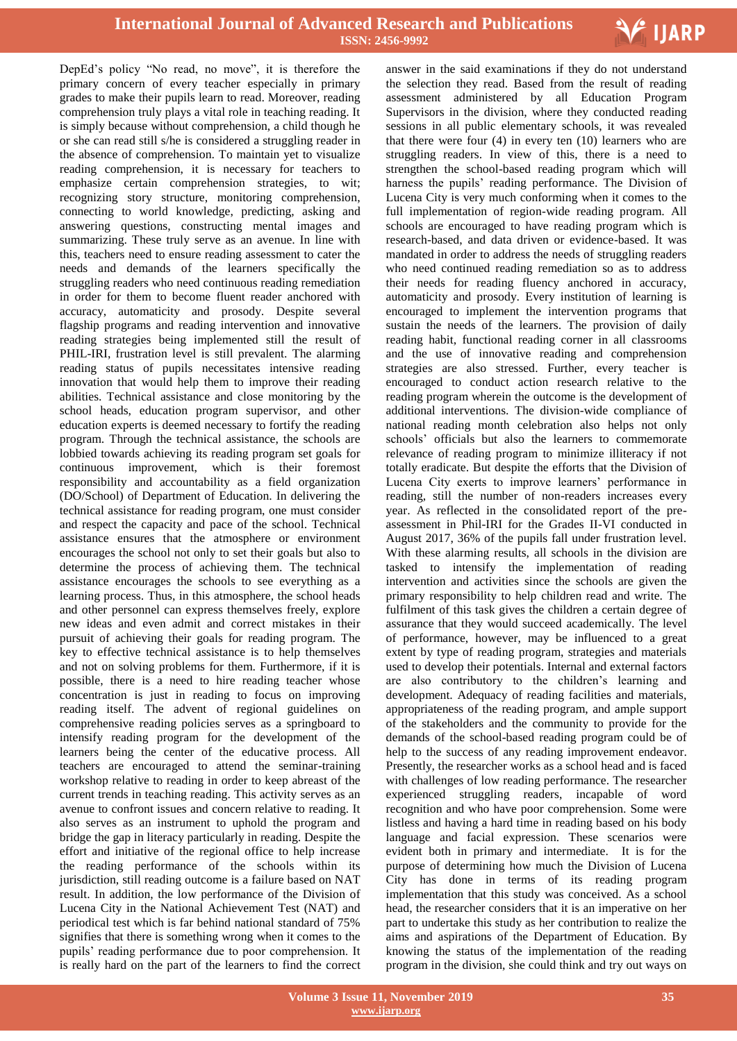DepEd's policy "No read, no move", it is therefore the primary concern of every teacher especially in primary grades to make their pupils learn to read. Moreover, reading comprehension truly plays a vital role in teaching reading. It is simply because without comprehension, a child though he or she can read still s/he is considered a struggling reader in the absence of comprehension. To maintain yet to visualize reading comprehension, it is necessary for teachers to emphasize certain comprehension strategies, to wit; recognizing story structure, monitoring comprehension, connecting to world knowledge, predicting, asking and answering questions, constructing mental images and summarizing. These truly serve as an avenue. In line with this, teachers need to ensure reading assessment to cater the needs and demands of the learners specifically the struggling readers who need continuous reading remediation in order for them to become fluent reader anchored with accuracy, automaticity and prosody. Despite several flagship programs and reading intervention and innovative reading strategies being implemented still the result of PHIL-IRI, frustration level is still prevalent. The alarming reading status of pupils necessitates intensive reading innovation that would help them to improve their reading abilities. Technical assistance and close monitoring by the school heads, education program supervisor, and other education experts is deemed necessary to fortify the reading program. Through the technical assistance, the schools are lobbied towards achieving its reading program set goals for continuous improvement, which is their foremost responsibility and accountability as a field organization (DO/School) of Department of Education. In delivering the technical assistance for reading program, one must consider and respect the capacity and pace of the school. Technical assistance ensures that the atmosphere or environment encourages the school not only to set their goals but also to determine the process of achieving them. The technical assistance encourages the schools to see everything as a learning process. Thus, in this atmosphere, the school heads and other personnel can express themselves freely, explore new ideas and even admit and correct mistakes in their pursuit of achieving their goals for reading program. The key to effective technical assistance is to help themselves and not on solving problems for them. Furthermore, if it is possible, there is a need to hire reading teacher whose concentration is just in reading to focus on improving reading itself. The advent of regional guidelines on comprehensive reading policies serves as a springboard to intensify reading program for the development of the learners being the center of the educative process. All teachers are encouraged to attend the seminar-training workshop relative to reading in order to keep abreast of the current trends in teaching reading. This activity serves as an avenue to confront issues and concern relative to reading. It also serves as an instrument to uphold the program and bridge the gap in literacy particularly in reading. Despite the effort and initiative of the regional office to help increase the reading performance of the schools within its jurisdiction, still reading outcome is a failure based on NAT result. In addition, the low performance of the Division of Lucena City in the National Achievement Test (NAT) and periodical test which is far behind national standard of 75% signifies that there is something wrong when it comes to the pupils' reading performance due to poor comprehension. It is really hard on the part of the learners to find the correct answer in the said examinations if they do not understand the selection they read. Based from the result of reading assessment administered by all Education Program Supervisors in the division, where they conducted reading sessions in all public elementary schools, it was revealed that there were four (4) in every ten (10) learners who are struggling readers. In view of this, there is a need to strengthen the school-based reading program which will harness the pupils' reading performance. The Division of Lucena City is very much conforming when it comes to the full implementation of region-wide reading program. All schools are encouraged to have reading program which is research-based, and data driven or evidence-based. It was mandated in order to address the needs of struggling readers who need continued reading remediation so as to address their needs for reading fluency anchored in accuracy, automaticity and prosody. Every institution of learning is encouraged to implement the intervention programs that sustain the needs of the learners. The provision of daily reading habit, functional reading corner in all classrooms and the use of innovative reading and comprehension strategies are also stressed. Further, every teacher is encouraged to conduct action research relative to the reading program wherein the outcome is the development of additional interventions. The division-wide compliance of national reading month celebration also helps not only schools' officials but also the learners to commemorate relevance of reading program to minimize illiteracy if not totally eradicate. But despite the efforts that the Division of Lucena City exerts to improve learners' performance in reading, still the number of non-readers increases every year. As reflected in the consolidated report of the pre-assessment in Phil-IRI for the Grades II-VI conducted in August 2017, 36% of the pupils fall under frustration level. With these alarming results, all schools in the division are tasked to intensify the implementation of reading intervention and activities since the schools are given the primary responsibility to help children read and write. The fulfilment of this task gives the children a certain degree of assurance that they would succeed academically. The level of performance, however, may be influenced to a great extent by type of reading program, strategies and materials used to develop their potentials. Internal and external factors are also contributory to the children's learning and development. Adequacy of reading facilities and materials, appropriateness of the reading program, and ample support of the stakeholders and the community to provide for the demands of the school-based reading program could be of help to the success of any reading improvement endeavor. Presently, the researcher works as a school head and is faced with challenges of low reading performance. The researcher experienced struggling readers, incapable of word recognition and who have poor comprehension. Some were listless and having a hard time in reading based on his body language and facial expression. These scenarios were evident both in primary and intermediate. It is for the purpose of determining how much the Division of Lucena City has done in terms of its reading program implementation that this study was conceived. As a school head, the researcher considers that it is an imperative on her part to undertake this study as her contribution to realize the aims and aspirations of the Department of Education. By knowing the status of the implementation of the reading program in the division, she could think and try out ways on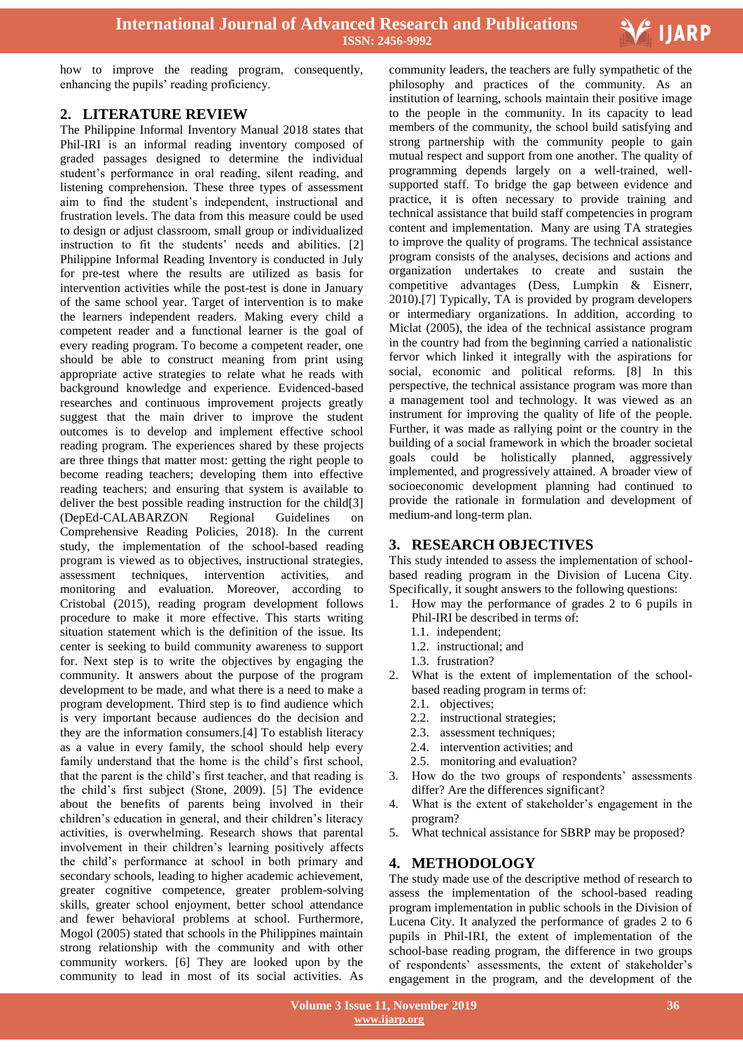how to improve the reading program, consequently, enhancing the pupils' reading proficiency.

## 2. LITERATURE REVIEW

The Philippine Informal Inventory Manual 2018 states that Phil-IRI is an informal reading inventory composed of graded passages designed to determine the individual student's performance in oral reading, silent reading, and listening comprehension. These three types of assessment aim to find the student's independent, instructional and frustration levels. The data from this measure could be used to design or adjust classroom, small group or individualized instruction to fit the students' needs and abilities. [2] Philippine Informal Reading Inventory is conducted in July for pre-test where the results are utilized as basis for intervention activities while the post-test is done in January of the same school year. Target of intervention is to make the learners independent readers. Making every child a competent reader and a functional learner is the goal of every reading program. To become a competent reader, one should be able to construct meaning from print using appropriate active strategies to relate what he reads with background knowledge and experience. Evidenced-based researches and continuous improvement projects greatly suggest that the main driver to improve the student outcomes is to develop and implement effective school reading program. The experiences shared by these projects are three things that matter most: getting the right people to become reading teachers; developing them into effective reading teachers; and ensuring that system is available to deliver the best possible reading instruction for the child[3] (DepEd-CALABARZON Regional Guidelines on Comprehensive Reading Policies, 2018). In the current study, the implementation of the school-based reading program is viewed as to objectives, instructional strategies, assessment techniques, intervention activities, and monitoring and evaluation. Moreover, according to Cristobal (2015), reading program development follows procedure to make it more effective. This starts writing situation statement which is the definition of the issue. Its center is seeking to build community awareness to support for. Next step is to write the objectives by engaging the community. It answers about the purpose of the program development to be made, and what there is a need to make a program development. Third step is to find audience which is very important because audiences do the decision and they are the information consumers.[4] To establish literacy as a value in every family, the school should help every family understand that the home is the child's first school, that the parent is the child's first teacher, and that reading is the child's first subject (Stone, 2009). [5] The evidence about the benefits of parents being involved in their children's education in general, and their children's literacy activities, is overwhelming. Research shows that parental involvement in their children's learning positively affects the child's performance at school in both primary and secondary schools, leading to higher academic achievement, greater cognitive competence, greater problem-solving skills, greater school enjoyment, better school attendance and fewer behavioral problems at school. Furthermore, Mogol (2005) stated that schools in the Philippines maintain strong relationship with the community and with other community workers. [6] They are looked upon by the community to lead in most of its social activities. As community leaders, the teachers are fully sympathetic of the philosophy and practices of the community. As an institution of learning, schools maintain their positive image to the people in the community. In its capacity to lead members of the community, the school build satisfying and strong partnership with the community people to gain mutual respect and support from one another. The quality of programming depends largely on a well-trained, well-supported staff. To bridge the gap between evidence and practice, it is often necessary to provide training and technical assistance that build staff competencies in program content and implementation. Many are using TA strategies to improve the quality of programs. The technical assistance program consists of the analyses, decisions and actions and organization undertakes to create and sustain the competitive advantages (Dess, Lumpkin & Eisnerr, 2010).[7] Typically, TA is provided by program developers or intermediary organizations. In addition, according to Miclat (2005), the idea of the technical assistance program in the country had from the beginning carried a nationalistic fervor which linked it integrally with the aspirations for social, economic and political reforms. [8] In this perspective, the technical assistance program was more than a management tool and technology. It was viewed as an instrument for improving the quality of life of the people. Further, it was made as rallying point or the country in the building of a social framework in which the broader societal goals could be holistically planned, aggressively implemented, and progressively attained. A broader view of socioeconomic development planning had continued to provide the rationale in formulation and development of medium-and long-term plan.

## 3. RESEARCH OBJECTIVES

This study intended to assess the implementation of school-based reading program in the Division of Lucena City. Specifically, it sought answers to the following questions:

1. How may the performance of grades 2 to 6 pupils in Phil-IRI be described in terms of:
   1.1. independent;
   1.2. instructional; and
   1.3. frustration?
2. What is the extent of implementation of the school-based reading program in terms of:
   2.1. objectives;
   2.2. instructional strategies;
   2.3. assessment techniques;
   2.4. intervention activities; and
   2.5. monitoring and evaluation?
3. How do the two groups of respondents' assessments differ? Are the differences significant?
4. What is the extent of stakeholder's engagement in the program?
5. What technical assistance for SBRP may be proposed?

## 4. METHODOLOGY

The study made use of the descriptive method of research to assess the implementation of the school-based reading program implementation in public schools in the Division of Lucena City. It analyzed the performance of grades 2 to 6 pupils in Phil-IRI, the extent of implementation of the school-base reading program, the difference in two groups of respondents' assessments, the extent of stakeholder's engagement in the program, and the development of the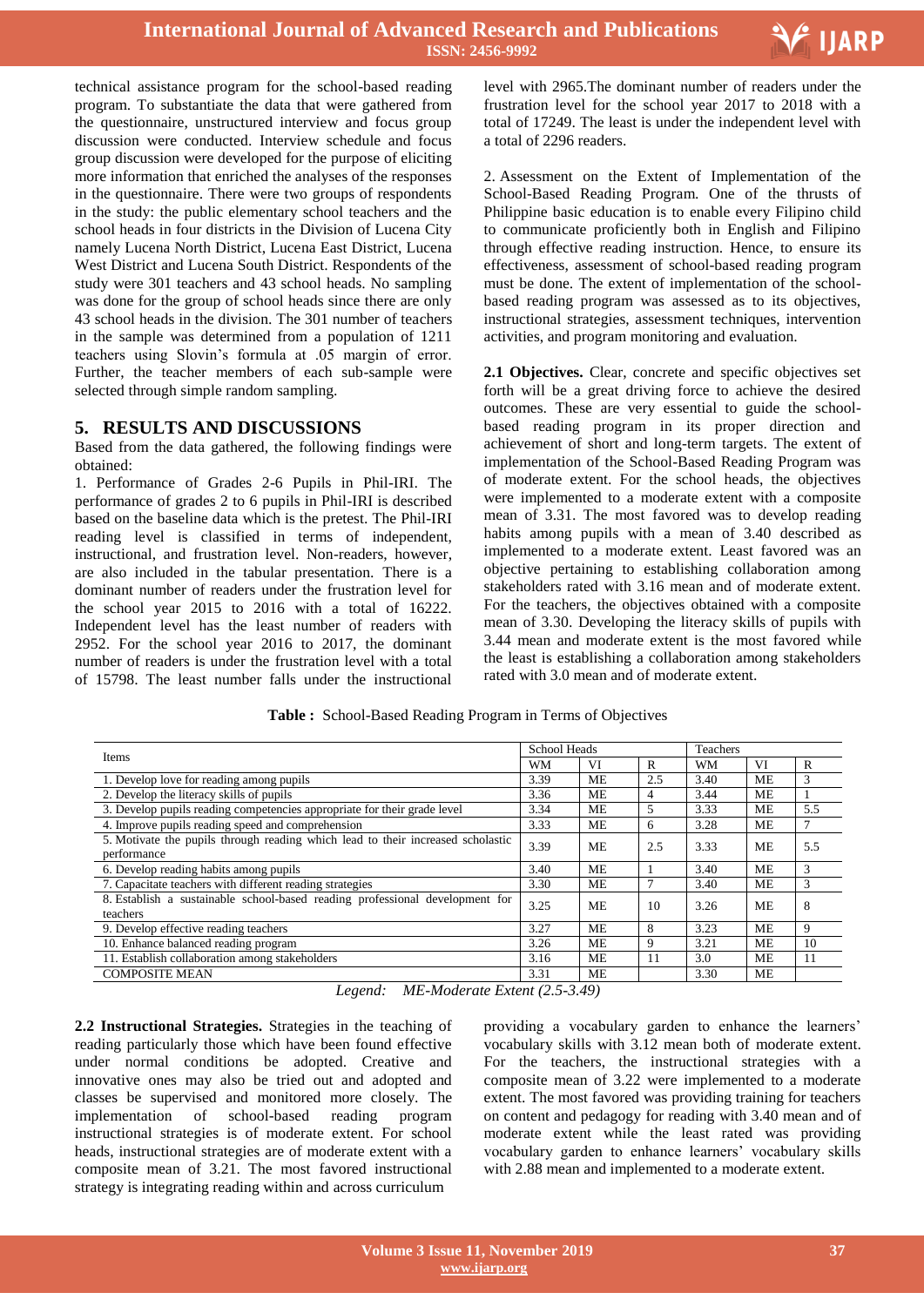technical assistance program for the school-based reading program. To substantiate the data that were gathered from the questionnaire, unstructured interview and focus group discussion were conducted. Interview schedule and focus group discussion were developed for the purpose of eliciting more information that enriched the analyses of the responses in the questionnaire. There were two groups of respondents in the study: the public elementary school teachers and the school heads in four districts in the Division of Lucena City namely Lucena North District, Lucena East District, Lucena West District and Lucena South District. Respondents of the study were 301 teachers and 43 school heads. No sampling was done for the group of school heads since there are only 43 school heads in the division. The 301 number of teachers in the sample was determined from a population of 1211 teachers using Slovin's formula at .05 margin of error. Further, the teacher members of each sub-sample were selected through simple random sampling.

## 5. RESULTS AND DISCUSSIONS

Based from the data gathered, the following findings were obtained:

1. Performance of Grades 2-6 Pupils in Phil-IRI. The performance of grades 2 to 6 pupils in Phil-IRI is described based on the baseline data which is the pretest. The Phil-IRI reading level is classified in terms of independent, instructional, and frustration level. Non-readers, however, are also included in the tabular presentation. There is a dominant number of readers under the frustration level for the school year 2015 to 2016 with a total of 16222. Independent level has the least number of readers with 2952. For the school year 2016 to 2017, the dominant number of readers is under the frustration level with a total of 15798. The least number falls under the instructional level with 2965.The dominant number of readers under the frustration level for the school year 2017 to 2018 with a total of 17249. The least is under the independent level with a total of 2296 readers.

2. Assessment on the Extent of Implementation of the School-Based Reading Program. One of the thrusts of Philippine basic education is to enable every Filipino child to communicate proficiently both in English and Filipino through effective reading instruction. Hence, to ensure its effectiveness, assessment of school-based reading program must be done. The extent of implementation of the school-based reading program was assessed as to its objectives, instructional strategies, assessment techniques, intervention activities, and program monitoring and evaluation.

**2.1 Objectives.** Clear, concrete and specific objectives set forth will be a great driving force to achieve the desired outcomes. These are very essential to guide the school-based reading program in its proper direction and achievement of short and long-term targets. The extent of implementation of the School-Based Reading Program was of moderate extent. For the school heads, the objectives were implemented to a moderate extent with a composite mean of 3.31. The most favored was to develop reading habits among pupils with a mean of 3.40 described as implemented to a moderate extent. Least favored was an objective pertaining to establishing collaboration among stakeholders rated with 3.16 mean and of moderate extent. For the teachers, the objectives obtained with a composite mean of 3.30. Developing the literacy skills of pupils with 3.44 mean and moderate extent is the most favored while the least is establishing a collaboration among stakeholders rated with 3.0 mean and of moderate extent.

**Table :** School-Based Reading Program in Terms of Objectives

| Items | School Heads | | | Teachers | | |
|---|---|---|---|---|---|---|
| | WM | VI | R | WM | VI | R |
| 1. Develop love for reading among pupils | 3.39 | ME | 2.5 | 3.40 | ME | 3 |
| 2. Develop the literacy skills of pupils | 3.36 | ME | 4 | 3.44 | ME | 1 |
| 3. Develop pupils reading competencies appropriate for their grade level | 3.34 | ME | 5 | 3.33 | ME | 5.5 |
| 4. Improve pupils reading speed and comprehension | 3.33 | ME | 6 | 3.28 | ME | 7 |
| 5. Motivate the pupils through reading which lead to their increased scholastic performance | 3.39 | ME | 2.5 | 3.33 | ME | 5.5 |
| 6. Develop reading habits among pupils | 3.40 | ME | 1 | 3.40 | ME | 3 |
| 7. Capacitate teachers with different reading strategies | 3.30 | ME | 7 | 3.40 | ME | 3 |
| 8. Establish a sustainable school-based reading professional development for teachers | 3.25 | ME | 10 | 3.26 | ME | 8 |
| 9. Develop effective reading teachers | 3.27 | ME | 8 | 3.23 | ME | 9 |
| 10. Enhance balanced reading program | 3.26 | ME | 9 | 3.21 | ME | 10 |
| 11. Establish collaboration among stakeholders | 3.16 | ME | 11 | 3.0 | ME | 11 |
| COMPOSITE MEAN | 3.31 | ME | | 3.30 | ME | |

*Legend: ME-Moderate Extent (2.5-3.49)*

**2.2 Instructional Strategies.** Strategies in the teaching of reading particularly those which have been found effective under normal conditions be adopted. Creative and innovative ones may also be tried out and adopted and classes be supervised and monitored more closely. The implementation of school-based reading program instructional strategies is of moderate extent. For school heads, instructional strategies are of moderate extent with a composite mean of 3.21. The most favored instructional strategy is integrating reading within and across curriculum providing a vocabulary garden to enhance the learners' vocabulary skills with 3.12 mean both of moderate extent. For the teachers, the instructional strategies with a composite mean of 3.22 were implemented to a moderate extent. The most favored was providing training for teachers on content and pedagogy for reading with 3.40 mean and of moderate extent while the least rated was providing vocabulary garden to enhance learners' vocabulary skills with 2.88 mean and implemented to a moderate extent.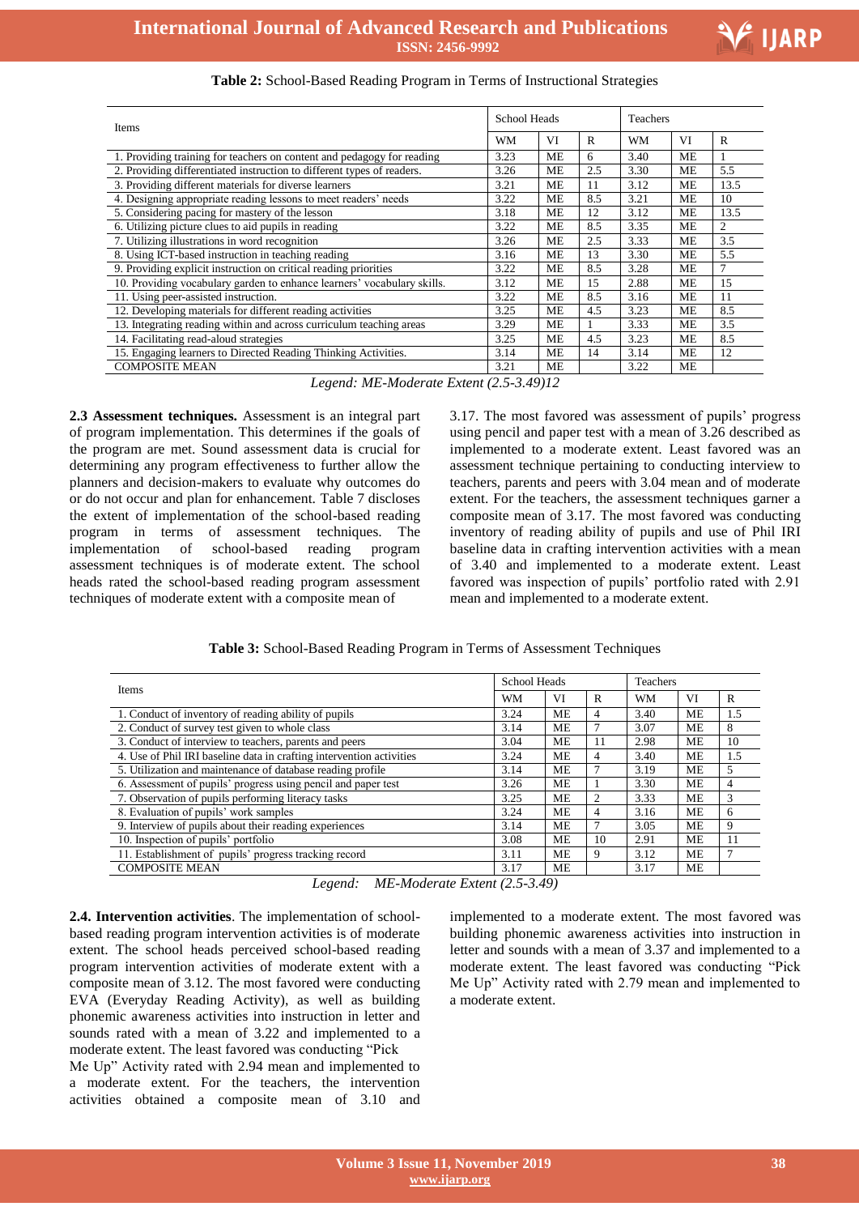**Table 2:** School-Based Reading Program in Terms of Instructional Strategies

| Items | School Heads | | | Teachers | | |
|---|---|---|---|---|---|---|
| | WM | VI | R | WM | VI | R |
| 1. Providing training for teachers on content and pedagogy for reading | 3.23 | ME | 6 | 3.40 | ME | 1 |
| 2. Providing differentiated instruction to different types of readers. | 3.26 | ME | 2.5 | 3.30 | ME | 5.5 |
| 3. Providing different materials for diverse learners | 3.21 | ME | 11 | 3.12 | ME | 13.5 |
| 4. Designing appropriate reading lessons to meet readers' needs | 3.22 | ME | 8.5 | 3.21 | ME | 10 |
| 5. Considering pacing for mastery of the lesson | 3.18 | ME | 12 | 3.12 | ME | 13.5 |
| 6. Utilizing picture clues to aid pupils in reading | 3.22 | ME | 8.5 | 3.35 | ME | 2 |
| 7. Utilizing illustrations in word recognition | 3.26 | ME | 2.5 | 3.33 | ME | 3.5 |
| 8. Using ICT-based instruction in teaching reading | 3.16 | ME | 13 | 3.30 | ME | 5.5 |
| 9. Providing explicit instruction on critical reading priorities | 3.22 | ME | 8.5 | 3.28 | ME | 7 |
| 10. Providing vocabulary garden to enhance learners' vocabulary skills. | 3.12 | ME | 15 | 2.88 | ME | 15 |
| 11. Using peer-assisted instruction. | 3.22 | ME | 8.5 | 3.16 | ME | 11 |
| 12. Developing materials for different reading activities | 3.25 | ME | 4.5 | 3.23 | ME | 8.5 |
| 13. Integrating reading within and across curriculum teaching areas | 3.29 | ME | 1 | 3.33 | ME | 3.5 |
| 14. Facilitating read-aloud strategies | 3.25 | ME | 4.5 | 3.23 | ME | 8.5 |
| 15. Engaging learners to Directed Reading Thinking Activities. | 3.14 | ME | 14 | 3.14 | ME | 12 |
| COMPOSITE MEAN | 3.21 | ME | | 3.22 | ME | |

*Legend: ME-Moderate Extent (2.5-3.49)12*

**2.3 Assessment techniques.** Assessment is an integral part of program implementation. This determines if the goals of the program are met. Sound assessment data is crucial for determining any program effectiveness to further allow the planners and decision-makers to evaluate why outcomes do or do not occur and plan for enhancement. Table 7 discloses the extent of implementation of the school-based reading program in terms of assessment techniques. The implementation of school-based reading program assessment techniques is of moderate extent. The school heads rated the school-based reading program assessment techniques of moderate extent with a composite mean of 3.17. The most favored was assessment of pupils' progress using pencil and paper test with a mean of 3.26 described as implemented to a moderate extent. Least favored was an assessment technique pertaining to conducting interview to teachers, parents and peers with 3.04 mean and of moderate extent. For the teachers, the assessment techniques garner a composite mean of 3.17. The most favored was conducting inventory of reading ability of pupils and use of Phil IRI baseline data in crafting intervention activities with a mean of 3.40 and implemented to a moderate extent. Least favored was inspection of pupils' portfolio rated with 2.91 mean and implemented to a moderate extent.

**Table 3:** School-Based Reading Program in Terms of Assessment Techniques

| Items | School Heads | | | Teachers | | |
|---|---|---|---|---|---|---|
| | WM | VI | R | WM | VI | R |
| 1. Conduct of inventory of reading ability of pupils | 3.24 | ME | 4 | 3.40 | ME | 1.5 |
| 2. Conduct of survey test given to whole class | 3.14 | ME | 7 | 3.07 | ME | 8 |
| 3. Conduct of interview to teachers, parents and peers | 3.04 | ME | 11 | 2.98 | ME | 10 |
| 4. Use of Phil IRI baseline data in crafting intervention activities | 3.24 | ME | 4 | 3.40 | ME | 1.5 |
| 5. Utilization and maintenance of database reading profile | 3.14 | ME | 7 | 3.19 | ME | 5 |
| 6. Assessment of pupils' progress using pencil and paper test | 3.26 | ME | 1 | 3.30 | ME | 4 |
| 7. Observation of pupils performing literacy tasks | 3.25 | ME | 2 | 3.33 | ME | 3 |
| 8. Evaluation of pupils' work samples | 3.24 | ME | 4 | 3.16 | ME | 6 |
| 9. Interview of pupils about their reading experiences | 3.14 | ME | 7 | 3.05 | ME | 9 |
| 10. Inspection of pupils' portfolio | 3.08 | ME | 10 | 2.91 | ME | 11 |
| 11. Establishment of pupils' progress tracking record | 3.11 | ME | 9 | 3.12 | ME | 7 |
| COMPOSITE MEAN | 3.17 | ME | | 3.17 | ME | |

*Legend: ME-Moderate Extent (2.5-3.49)*

**2.4. Intervention activities**. The implementation of school-based reading program intervention activities is of moderate extent. The school heads perceived school-based reading program intervention activities of moderate extent with a composite mean of 3.12. The most favored were conducting EVA (Everyday Reading Activity), as well as building phonemic awareness activities into instruction in letter and sounds rated with a mean of 3.22 and implemented to a moderate extent. The least favored was conducting "Pick Me Up" Activity rated with 2.94 mean and implemented to a moderate extent. For the teachers, the intervention activities obtained a composite mean of 3.10 and implemented to a moderate extent. The most favored was building phonemic awareness activities into instruction in letter and sounds with a mean of 3.37 and implemented to a moderate extent. The least favored was conducting "Pick Me Up" Activity rated with 2.79 mean and implemented to a moderate extent.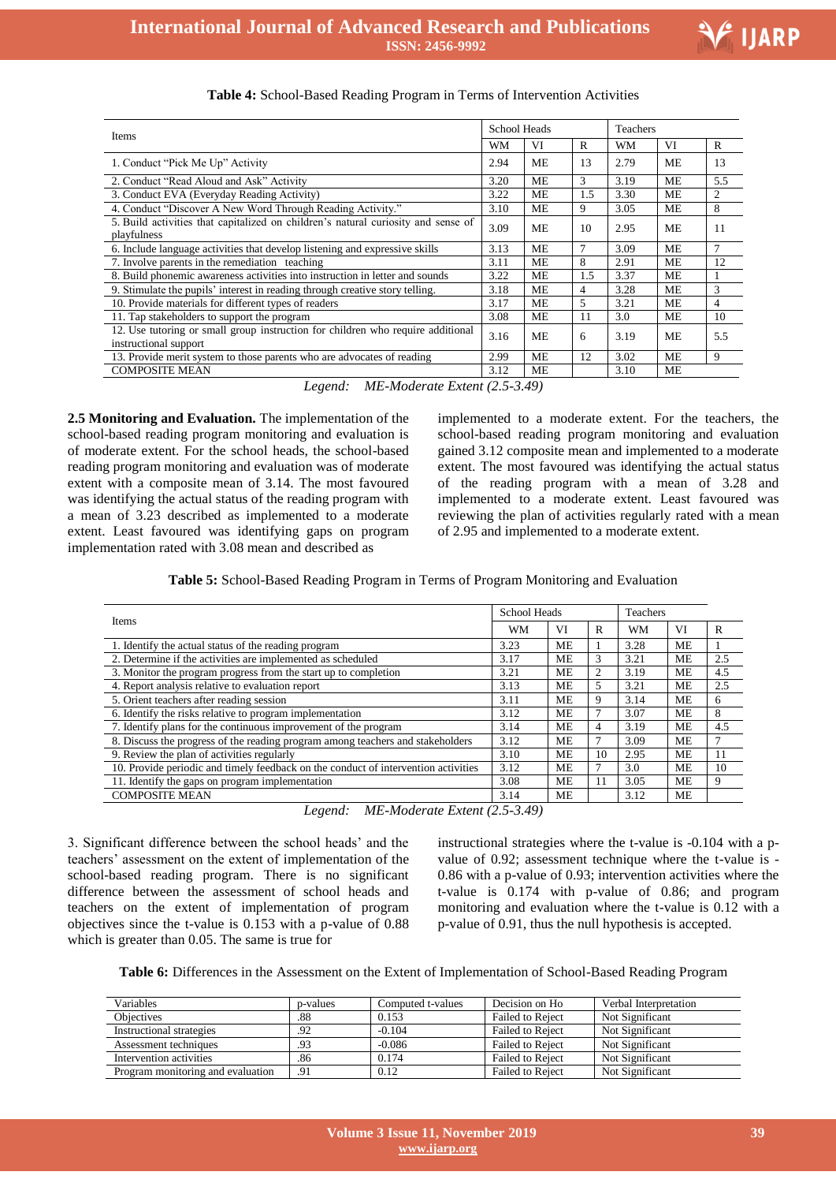**Table 4:** School-Based Reading Program in Terms of Intervention Activities

| Items | School Heads | | | Teachers | | |
|---|---|---|---|---|---|---|
| | WM | VI | R | WM | VI | R |
| 1. Conduct "Pick Me Up" Activity | 2.94 | ME | 13 | 2.79 | ME | 13 |
| 2. Conduct "Read Aloud and Ask" Activity | 3.20 | ME | 3 | 3.19 | ME | 5.5 |
| 3. Conduct EVA (Everyday Reading Activity) | 3.22 | ME | 1.5 | 3.30 | ME | 2 |
| 4. Conduct "Discover A New Word Through Reading Activity." | 3.10 | ME | 9 | 3.05 | ME | 8 |
| 5. Build activities that capitalized on children's natural curiosity and sense of playfulness | 3.09 | ME | 10 | 2.95 | ME | 11 |
| 6. Include language activities that develop listening and expressive skills | 3.13 | ME | 7 | 3.09 | ME | 7 |
| 7. Involve parents in the remediation teaching | 3.11 | ME | 8 | 2.91 | ME | 12 |
| 8. Build phonemic awareness activities into instruction in letter and sounds | 3.22 | ME | 1.5 | 3.37 | ME | 1 |
| 9. Stimulate the pupils' interest in reading through creative story telling. | 3.18 | ME | 4 | 3.28 | ME | 3 |
| 10. Provide materials for different types of readers | 3.17 | ME | 5 | 3.21 | ME | 4 |
| 11. Tap stakeholders to support the program | 3.08 | ME | 11 | 3.0 | ME | 10 |
| 12. Use tutoring or small group instruction for children who require additional instructional support | 3.16 | ME | 6 | 3.19 | ME | 5.5 |
| 13. Provide merit system to those parents who are advocates of reading | 2.99 | ME | 12 | 3.02 | ME | 9 |
| COMPOSITE MEAN | 3.12 | ME | | 3.10 | ME | |

*Legend: ME-Moderate Extent (2.5-3.49)*

**2.5 Monitoring and Evaluation.** The implementation of the school-based reading program monitoring and evaluation is of moderate extent. For the school heads, the school-based reading program monitoring and evaluation was of moderate extent with a composite mean of 3.14. The most favoured was identifying the actual status of the reading program with a mean of 3.23 described as implemented to a moderate extent. Least favoured was identifying gaps on program implementation rated with 3.08 mean and described as implemented to a moderate extent. For the teachers, the school-based reading program monitoring and evaluation gained 3.12 composite mean and implemented to a moderate extent. The most favoured was identifying the actual status of the reading program with a mean of 3.28 and implemented to a moderate extent. Least favoured was reviewing the plan of activities regularly rated with a mean of 2.95 and implemented to a moderate extent.

**Table 5:** School-Based Reading Program in Terms of Program Monitoring and Evaluation

| Items | School Heads | | | Teachers | | |
|---|---|---|---|---|---|---|
| | WM | VI | R | WM | VI | R |
| 1. Identify the actual status of the reading program | 3.23 | ME | 1 | 3.28 | ME | 1 |
| 2. Determine if the activities are implemented as scheduled | 3.17 | ME | 3 | 3.21 | ME | 2.5 |
| 3. Monitor the program progress from the start up to completion | 3.21 | ME | 2 | 3.19 | ME | 4.5 |
| 4. Report analysis relative to evaluation report | 3.13 | ME | 5 | 3.21 | ME | 2.5 |
| 5. Orient teachers after reading session | 3.11 | ME | 9 | 3.14 | ME | 6 |
| 6. Identify the risks relative to program implementation | 3.12 | ME | 7 | 3.07 | ME | 8 |
| 7. Identify plans for the continuous improvement of the program | 3.14 | ME | 4 | 3.19 | ME | 4.5 |
| 8. Discuss the progress of the reading program among teachers and stakeholders | 3.12 | ME | 7 | 3.09 | ME | 7 |
| 9. Review the plan of activities regularly | 3.10 | ME | 10 | 2.95 | ME | 11 |
| 10. Provide periodic and timely feedback on the conduct of intervention activities | 3.12 | ME | 7 | 3.0 | ME | 10 |
| 11. Identify the gaps on program implementation | 3.08 | ME | 11 | 3.05 | ME | 9 |
| COMPOSITE MEAN | 3.14 | ME | | 3.12 | ME | |

*Legend: ME-Moderate Extent (2.5-3.49)*

3. Significant difference between the school heads' and the teachers' assessment on the extent of implementation of the school-based reading program. There is no significant difference between the assessment of school heads and teachers on the extent of implementation of program objectives since the t-value is 0.153 with a p-value of 0.88 which is greater than 0.05. The same is true for instructional strategies where the t-value is -0.104 with a p-value of 0.92; assessment technique where the t-value is -0.86 with a p-value of 0.93; intervention activities where the t-value is 0.174 with p-value of 0.86; and program monitoring and evaluation where the t-value is 0.12 with a p-value of 0.91, thus the null hypothesis is accepted.

**Table 6:** Differences in the Assessment on the Extent of Implementation of School-Based Reading Program

| Variables | p-values | Computed t-values | Decision on Ho | Verbal Interpretation |
|---|---|---|---|---|
| Objectives | .88 | 0.153 | Failed to Reject | Not Significant |
| Instructional strategies | .92 | -0.104 | Failed to Reject | Not Significant |
| Assessment techniques | .93 | -0.086 | Failed to Reject | Not Significant |
| Intervention activities | .86 | 0.174 | Failed to Reject | Not Significant |
| Program monitoring and evaluation | .91 | 0.12 | Failed to Reject | Not Significant |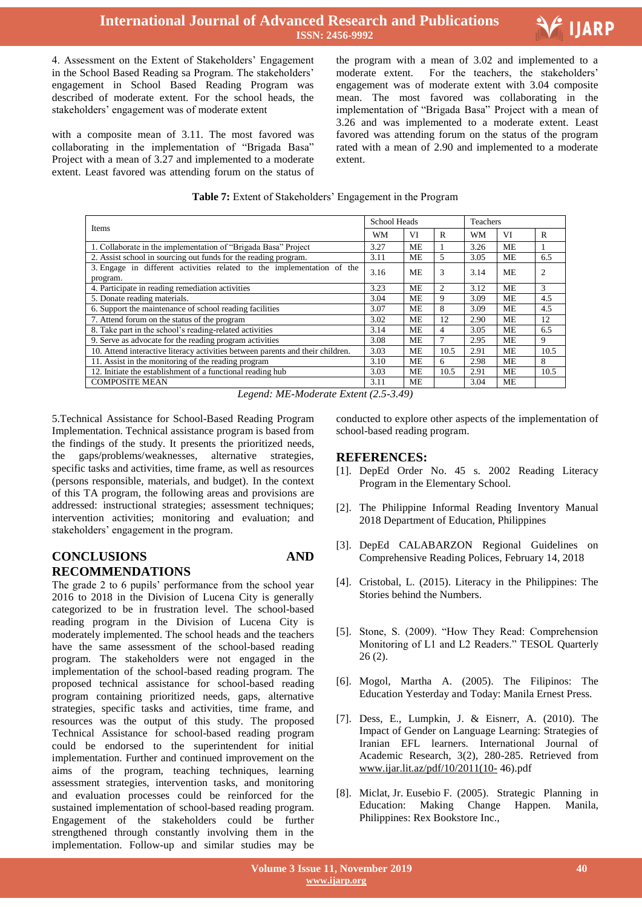4. Assessment on the Extent of Stakeholders' Engagement in the School Based Reading sa Program. The stakeholders' engagement in School Based Reading Program was described of moderate extent. For the school heads, the stakeholders' engagement was of moderate extent

with a composite mean of 3.11. The most favored was collaborating in the implementation of "Brigada Basa" Project with a mean of 3.27 and implemented to a moderate extent. Least favored was attending forum on the status of the program with a mean of 3.02 and implemented to a moderate extent. For the teachers, the stakeholders' engagement was of moderate extent with 3.04 composite mean. The most favored was collaborating in the implementation of "Brigada Basa" Project with a mean of 3.26 and was implemented to a moderate extent. Least favored was attending forum on the status of the program rated with a mean of 2.90 and implemented to a moderate extent.

**Table 7:** Extent of Stakeholders' Engagement in the Program

| Items | School Heads | | | Teachers | | |
|---|---|---|---|---|---|---|
| | WM | VI | R | WM | VI | R |
| 1. Collaborate in the implementation of "Brigada Basa" Project | 3.27 | ME | 1 | 3.26 | ME | 1 |
| 2. Assist school in sourcing out funds for the reading program. | 3.11 | ME | 5 | 3.05 | ME | 6.5 |
| 3. Engage in different activities related to the implementation of the program. | 3.16 | ME | 3 | 3.14 | ME | 2 |
| 4. Participate in reading remediation activities | 3.23 | ME | 2 | 3.12 | ME | 3 |
| 5. Donate reading materials. | 3.04 | ME | 9 | 3.09 | ME | 4.5 |
| 6. Support the maintenance of school reading facilities | 3.07 | ME | 8 | 3.09 | ME | 4.5 |
| 7. Attend forum on the status of the program | 3.02 | ME | 12 | 2.90 | ME | 12 |
| 8. Take part in the school's reading-related activities | 3.14 | ME | 4 | 3.05 | ME | 6.5 |
| 9. Serve as advocate for the reading program activities | 3.08 | ME | 7 | 2.95 | ME | 9 |
| 10. Attend interactive literacy activities between parents and their children. | 3.03 | ME | 10.5 | 2.91 | ME | 10.5 |
| 11. Assist in the monitoring of the reading program | 3.10 | ME | 6 | 2.98 | ME | 8 |
| 12. Initiate the establishment of a functional reading hub | 3.03 | ME | 10.5 | 2.91 | ME | 10.5 |
| COMPOSITE MEAN | 3.11 | ME | | 3.04 | ME | |

*Legend: ME-Moderate Extent (2.5-3.49)*

5.Technical Assistance for School-Based Reading Program Implementation. Technical assistance program is based from the findings of the study. It presents the prioritized needs, the gaps/problems/weaknesses, alternative strategies, specific tasks and activities, time frame, as well as resources (persons responsible, materials, and budget). In the context of this TA program, the following areas and provisions are addressed: instructional strategies; assessment techniques; intervention activities; monitoring and evaluation; and stakeholders' engagement in the program.

## CONCLUSIONS AND RECOMMENDATIONS

The grade 2 to 6 pupils' performance from the school year 2016 to 2018 in the Division of Lucena City is generally categorized to be in frustration level. The school-based reading program in the Division of Lucena City is moderately implemented. The school heads and the teachers have the same assessment of the school-based reading program. The stakeholders were not engaged in the implementation of the school-based reading program. The proposed technical assistance for school-based reading program containing prioritized needs, gaps, alternative strategies, specific tasks and activities, time frame, and resources was the output of this study. The proposed Technical Assistance for school-based reading program could be endorsed to the superintendent for initial implementation. Further and continued improvement on the aims of the program, teaching techniques, learning assessment strategies, intervention tasks, and monitoring and evaluation processes could be reinforced for the sustained implementation of school-based reading program. Engagement of the stakeholders could be further strengthened through constantly involving them in the implementation. Follow-up and similar studies may be conducted to explore other aspects of the implementation of school-based reading program.

## REFERENCES:

[1]. DepEd Order No. 45 s. 2002 Reading Literacy Program in the Elementary School.

[2]. The Philippine Informal Reading Inventory Manual 2018 Department of Education, Philippines

[3]. DepEd CALABARZON Regional Guidelines on Comprehensive Reading Polices, February 14, 2018

[4]. Cristobal, L. (2015). Literacy in the Philippines: The Stories behind the Numbers.

[5]. Stone, S. (2009). "How They Read: Comprehension Monitoring of L1 and L2 Readers." TESOL Quarterly 26 (2).

[6]. Mogol, Martha A. (2005). The Filipinos: The Education Yesterday and Today: Manila Ernest Press.

[7]. Dess, E., Lumpkin, J. & Eisnerr, A. (2010). The Impact of Gender on Language Learning: Strategies of Iranian EFL learners. International Journal of Academic Research, 3(2), 280-285. Retrieved from www.ijar.lit.az/pdf/10/2011(10- 46).pdf

[8]. Miclat, Jr. Eusebio F. (2005). Strategic Planning in Education: Making Change Happen. Manila, Philippines: Rex Bookstore Inc.,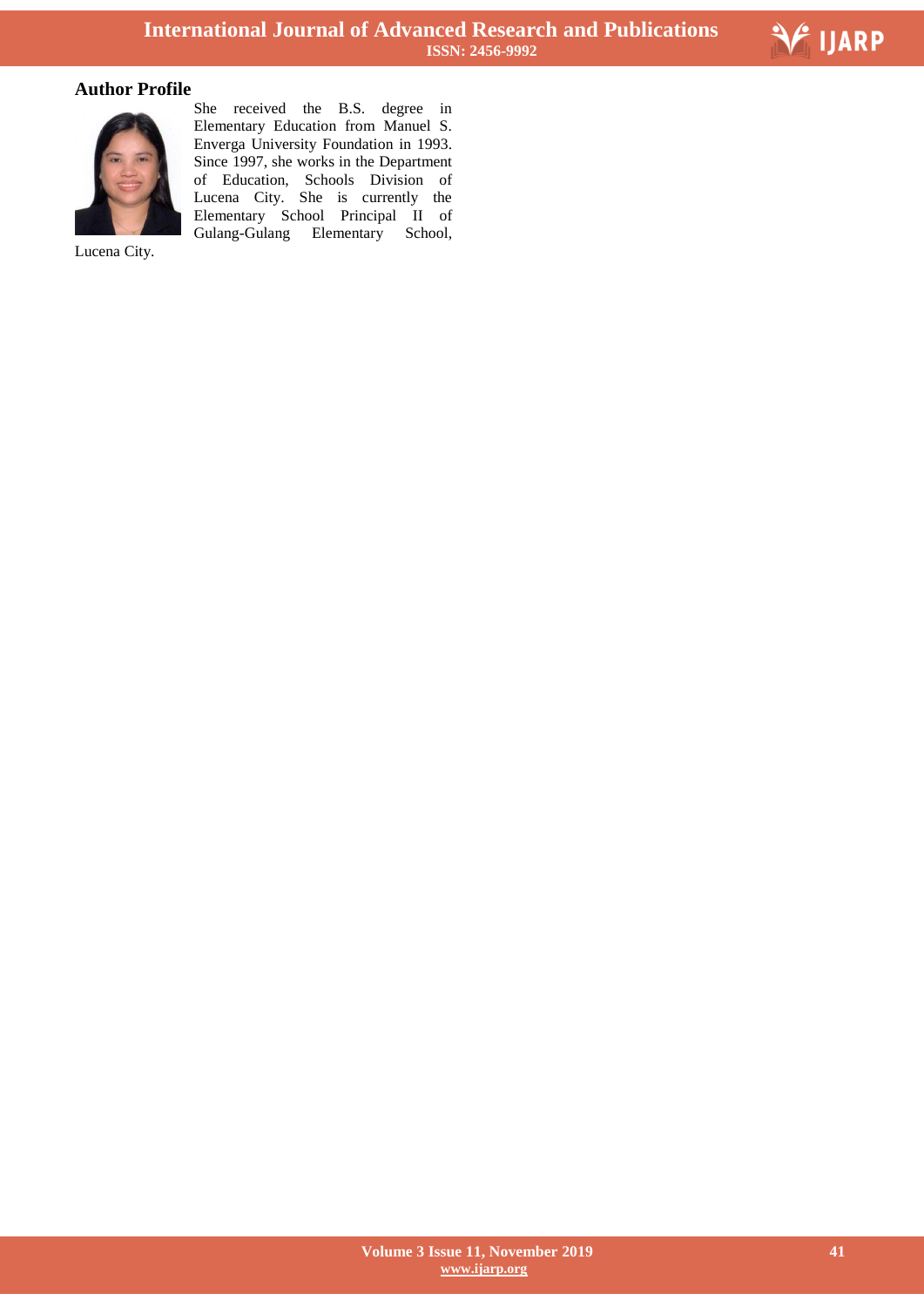## Author Profile

She received the B.S. degree in Elementary Education from Manuel S. Enverga University Foundation in 1993. Since 1997, she works in the Department of Education, Schools Division of Lucena City. She is currently the Elementary School Principal II of Gulang-Gulang Elementary School, Lucena City.